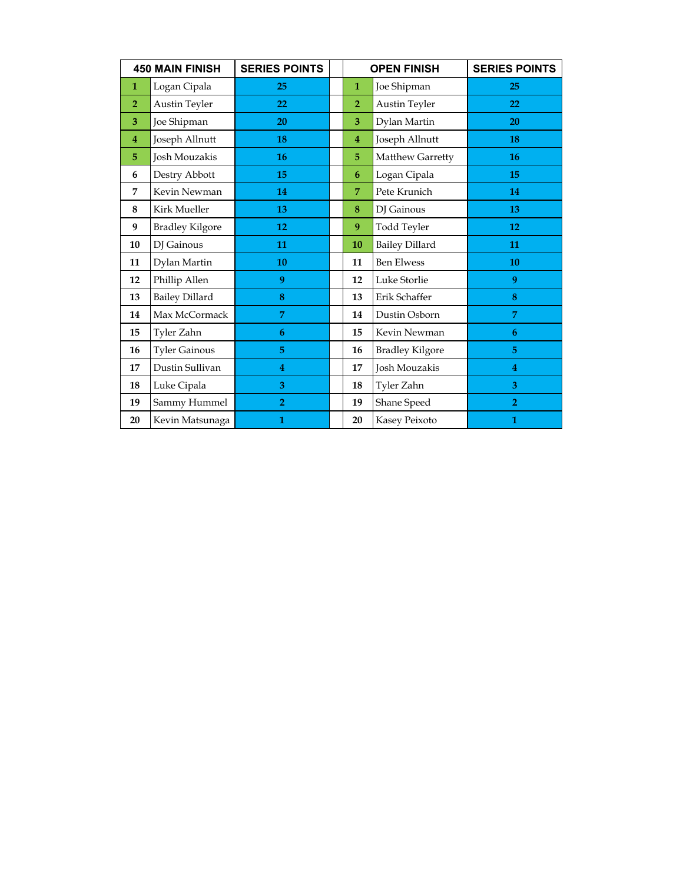| 450 MAIN FINISH | | SERIES POINTS | | OPEN FINISH | | SERIES POINTS |
|---|---|---|---|---|---|---|
| 1 | Logan Cipala | 25 | | 1 | Joe Shipman | 25 |
| 2 | Austin Teyler | 22 | | 2 | Austin Teyler | 22 |
| 3 | Joe Shipman | 20 | | 3 | Dylan Martin | 20 |
| 4 | Joseph Allnutt | 18 | | 4 | Joseph Allnutt | 18 |
| 5 | Josh Mouzakis | 16 | | 5 | Matthew Garretty | 16 |
| 6 | Destry Abbott | 15 | | 6 | Logan Cipala | 15 |
| 7 | Kevin Newman | 14 | | 7 | Pete Krunich | 14 |
| 8 | Kirk Mueller | 13 | | 8 | DJ Gainous | 13 |
| 9 | Bradley Kilgore | 12 | | 9 | Todd Teyler | 12 |
| 10 | DJ Gainous | 11 | | 10 | Bailey Dillard | 11 |
| 11 | Dylan Martin | 10 | | 11 | Ben Elwess | 10 |
| 12 | Phillip Allen | 9 | | 12 | Luke Storlie | 9 |
| 13 | Bailey Dillard | 8 | | 13 | Erik Schaffer | 8 |
| 14 | Max McCormack | 7 | | 14 | Dustin Osborn | 7 |
| 15 | Tyler Zahn | 6 | | 15 | Kevin Newman | 6 |
| 16 | Tyler Gainous | 5 | | 16 | Bradley Kilgore | 5 |
| 17 | Dustin Sullivan | 4 | | 17 | Josh Mouzakis | 4 |
| 18 | Luke Cipala | 3 | | 18 | Tyler Zahn | 3 |
| 19 | Sammy Hummel | 2 | | 19 | Shane Speed | 2 |
| 20 | Kevin Matsunaga | 1 | | 20 | Kasey Peixoto | 1 |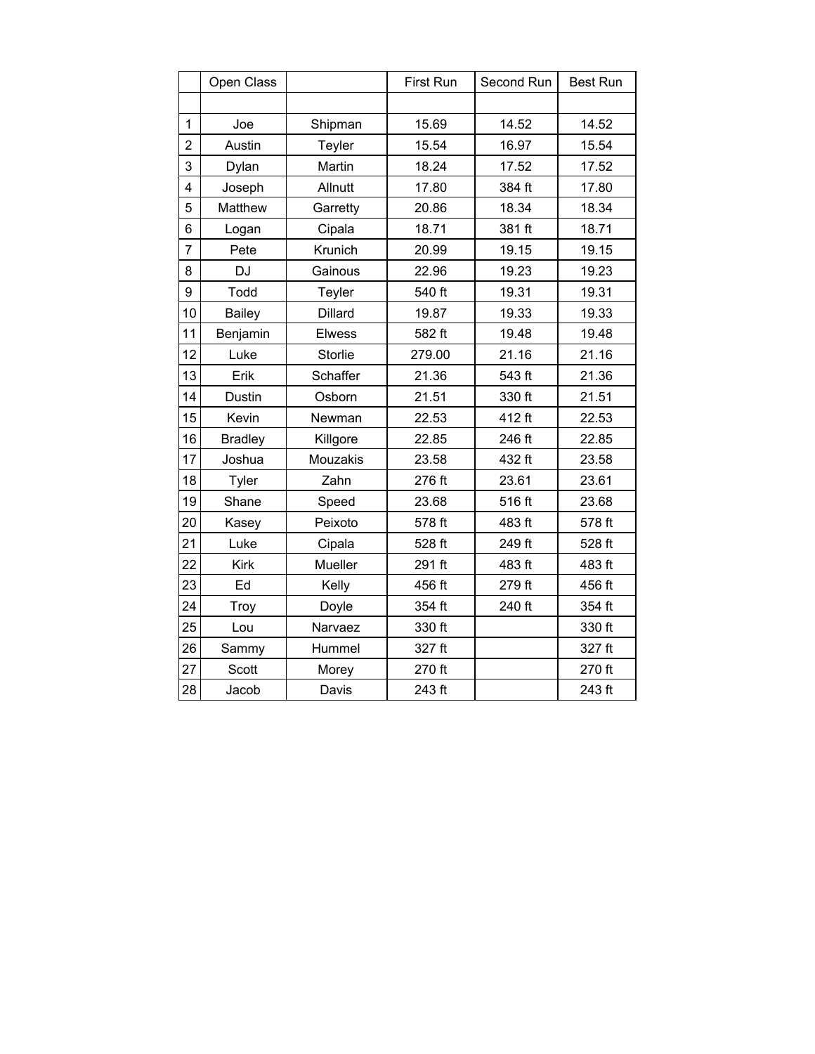| | Open Class | | First Run | Second Run | Best Run |
|---|---|---|---|---|---|
| | | | | | |
| 1 | Joe | Shipman | 15.69 | 14.52 | 14.52 |
| 2 | Austin | Teyler | 15.54 | 16.97 | 15.54 |
| 3 | Dylan | Martin | 18.24 | 17.52 | 17.52 |
| 4 | Joseph | Allnutt | 17.80 | 384 ft | 17.80 |
| 5 | Matthew | Garretty | 20.86 | 18.34 | 18.34 |
| 6 | Logan | Cipala | 18.71 | 381 ft | 18.71 |
| 7 | Pete | Krunich | 20.99 | 19.15 | 19.15 |
| 8 | DJ | Gainous | 22.96 | 19.23 | 19.23 |
| 9 | Todd | Teyler | 540 ft | 19.31 | 19.31 |
| 10 | Bailey | Dillard | 19.87 | 19.33 | 19.33 |
| 11 | Benjamin | Elwess | 582 ft | 19.48 | 19.48 |
| 12 | Luke | Storlie | 279.00 | 21.16 | 21.16 |
| 13 | Erik | Schaffer | 21.36 | 543 ft | 21.36 |
| 14 | Dustin | Osborn | 21.51 | 330 ft | 21.51 |
| 15 | Kevin | Newman | 22.53 | 412 ft | 22.53 |
| 16 | Bradley | Killgore | 22.85 | 246 ft | 22.85 |
| 17 | Joshua | Mouzakis | 23.58 | 432 ft | 23.58 |
| 18 | Tyler | Zahn | 276 ft | 23.61 | 23.61 |
| 19 | Shane | Speed | 23.68 | 516 ft | 23.68 |
| 20 | Kasey | Peixoto | 578 ft | 483 ft | 578 ft |
| 21 | Luke | Cipala | 528 ft | 249 ft | 528 ft |
| 22 | Kirk | Mueller | 291 ft | 483 ft | 483 ft |
| 23 | Ed | Kelly | 456 ft | 279 ft | 456 ft |
| 24 | Troy | Doyle | 354 ft | 240 ft | 354 ft |
| 25 | Lou | Narvaez | 330 ft | | 330 ft |
| 26 | Sammy | Hummel | 327 ft | | 327 ft |
| 27 | Scott | Morey | 270 ft | | 270 ft |
| 28 | Jacob | Davis | 243 ft | | 243 ft |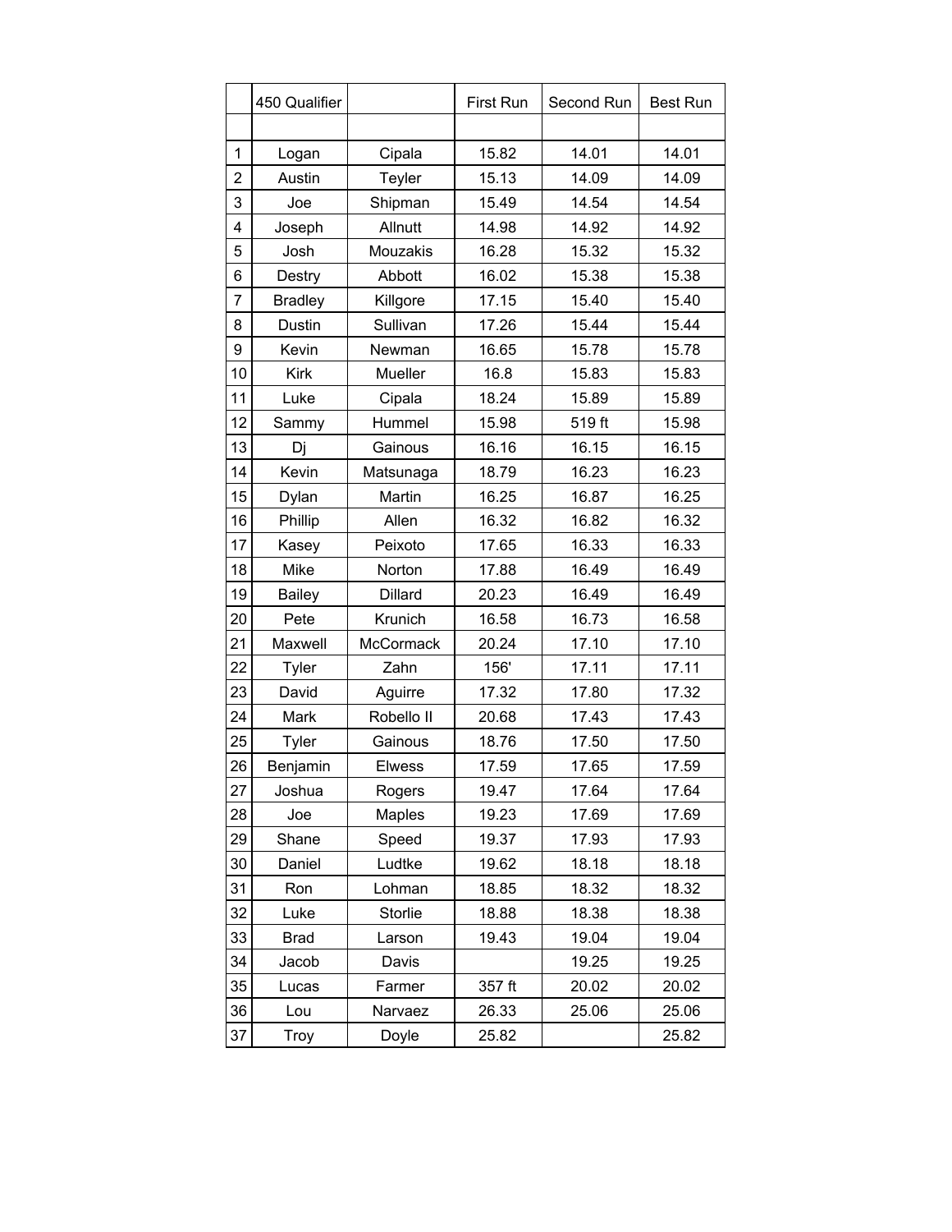|  | 450 Qualifier |  | First Run | Second Run | Best Run |
|---|---|---|---|---|---|
|  |  |  |  |  |  |
| 1 | Logan | Cipala | 15.82 | 14.01 | 14.01 |
| 2 | Austin | Teyler | 15.13 | 14.09 | 14.09 |
| 3 | Joe | Shipman | 15.49 | 14.54 | 14.54 |
| 4 | Joseph | Allnutt | 14.98 | 14.92 | 14.92 |
| 5 | Josh | Mouzakis | 16.28 | 15.32 | 15.32 |
| 6 | Destry | Abbott | 16.02 | 15.38 | 15.38 |
| 7 | Bradley | Killgore | 17.15 | 15.40 | 15.40 |
| 8 | Dustin | Sullivan | 17.26 | 15.44 | 15.44 |
| 9 | Kevin | Newman | 16.65 | 15.78 | 15.78 |
| 10 | Kirk | Mueller | 16.8 | 15.83 | 15.83 |
| 11 | Luke | Cipala | 18.24 | 15.89 | 15.89 |
| 12 | Sammy | Hummel | 15.98 | 519 ft | 15.98 |
| 13 | Dj | Gainous | 16.16 | 16.15 | 16.15 |
| 14 | Kevin | Matsunaga | 18.79 | 16.23 | 16.23 |
| 15 | Dylan | Martin | 16.25 | 16.87 | 16.25 |
| 16 | Phillip | Allen | 16.32 | 16.82 | 16.32 |
| 17 | Kasey | Peixoto | 17.65 | 16.33 | 16.33 |
| 18 | Mike | Norton | 17.88 | 16.49 | 16.49 |
| 19 | Bailey | Dillard | 20.23 | 16.49 | 16.49 |
| 20 | Pete | Krunich | 16.58 | 16.73 | 16.58 |
| 21 | Maxwell | McCormack | 20.24 | 17.10 | 17.10 |
| 22 | Tyler | Zahn | 156' | 17.11 | 17.11 |
| 23 | David | Aguirre | 17.32 | 17.80 | 17.32 |
| 24 | Mark | Robello II | 20.68 | 17.43 | 17.43 |
| 25 | Tyler | Gainous | 18.76 | 17.50 | 17.50 |
| 26 | Benjamin | Elwess | 17.59 | 17.65 | 17.59 |
| 27 | Joshua | Rogers | 19.47 | 17.64 | 17.64 |
| 28 | Joe | Maples | 19.23 | 17.69 | 17.69 |
| 29 | Shane | Speed | 19.37 | 17.93 | 17.93 |
| 30 | Daniel | Ludtke | 19.62 | 18.18 | 18.18 |
| 31 | Ron | Lohman | 18.85 | 18.32 | 18.32 |
| 32 | Luke | Storlie | 18.88 | 18.38 | 18.38 |
| 33 | Brad | Larson | 19.43 | 19.04 | 19.04 |
| 34 | Jacob | Davis |  | 19.25 | 19.25 |
| 35 | Lucas | Farmer | 357 ft | 20.02 | 20.02 |
| 36 | Lou | Narvaez | 26.33 | 25.06 | 25.06 |
| 37 | Troy | Doyle | 25.82 |  | 25.82 |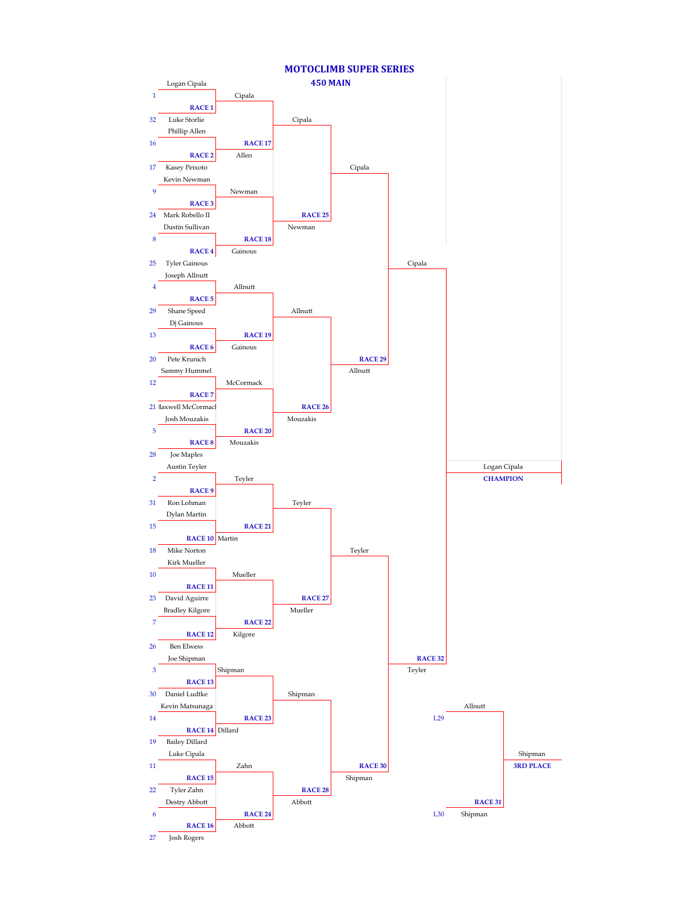# MOTOCLIMB SUPER SERIES

## 450 MAIN

### First Round

| Race | Seed | Rider | Seed | Rider | Winner |
|---|---|---|---|---|---|
| RACE 1 | 1 | Logan Cipala | 32 | Luke Storlie | Cipala |
| RACE 2 | 16 | Phillip Allen | 17 | Kasey Peixoto | Allen |
| RACE 3 | 9 | Kevin Newman | 24 | Mark Robello II | Newman |
| RACE 4 | 8 | Dustin Sullivan | 25 | Tyler Gainous | Gainous |
| RACE 5 | 4 | Joseph Allnutt | 29 | Shane Speed | Allnutt |
| RACE 6 | 13 | Dj Gainous | 20 | Pete Krunich | Gainous |
| RACE 7 | 12 | Sammy Hummel | 21 | Maxwell McCormack | McCormack |
| RACE 8 | 5 | Josh Mouzakis | 28 | Joe Maples | Mouzakis |
| RACE 9 | 2 | Austin Teyler | 31 | Ron Lohman | Teyler |
| RACE 10 | 15 | Dylan Martin | 18 | Mike Norton | Martin |
| RACE 11 | 10 | Kirk Mueller | 23 | David Aguirre | Mueller |
| RACE 12 | 7 | Bradley Kilgore | 26 | Ben Elwess | Kilgore |
| RACE 13 | 3 | Joe Shipman | 30 | Daniel Ludtke | Shipman |
| RACE 14 | 14 | Kevin Matsunaga | 19 | Bailey Dillard | Dillard |
| RACE 15 | 11 | Luke Cipala | 22 | Tyler Zahn | Zahn |
| RACE 16 | 6 | Destry Abbott | 27 | Josh Rogers | Abbott |

### Second Round

| Race | Rider | Rider | Winner |
|---|---|---|---|
| RACE 17 | Cipala | Allen | Cipala |
| RACE 18 | Newman | Gainous | Newman |
| RACE 19 | Allnutt | Gainous | Allnutt |
| RACE 20 | McCormack | Mouzakis | Mouzakis |
| RACE 21 | Teyler | Martin | Teyler |
| RACE 22 | Mueller | Kilgore | Mueller |
| RACE 23 | Shipman | Dillard | Shipman |
| RACE 24 | Zahn | Abbott | Abbott |

### Quarterfinals

| Race | Rider | Rider | Winner |
|---|---|---|---|
| RACE 25 | Cipala | Newman | Cipala |
| RACE 26 | Allnutt | Mouzakis | Allnutt |
| RACE 27 | Teyler | Mueller | Teyler |
| RACE 28 | Shipman | Abbott | Shipman |

### Semifinals

| Race | Rider | Rider | Winner |
|---|---|---|---|
| RACE 29 | Cipala | Allnutt | Cipala |
| RACE 30 | Teyler | Shipman | Teyler |

### Final

| Race | Rider | Rider | Winner |
|---|---|---|---|
| RACE 32 | Cipala | Teyler | Logan Cipala |

**CHAMPION**: Logan Cipala

### Third Place

| Race | Rider | Rider | Winner |
|---|---|---|---|
| RACE 31 | L29 Allnutt | L30 Shipman | Shipman |

**3RD PLACE**: Shipman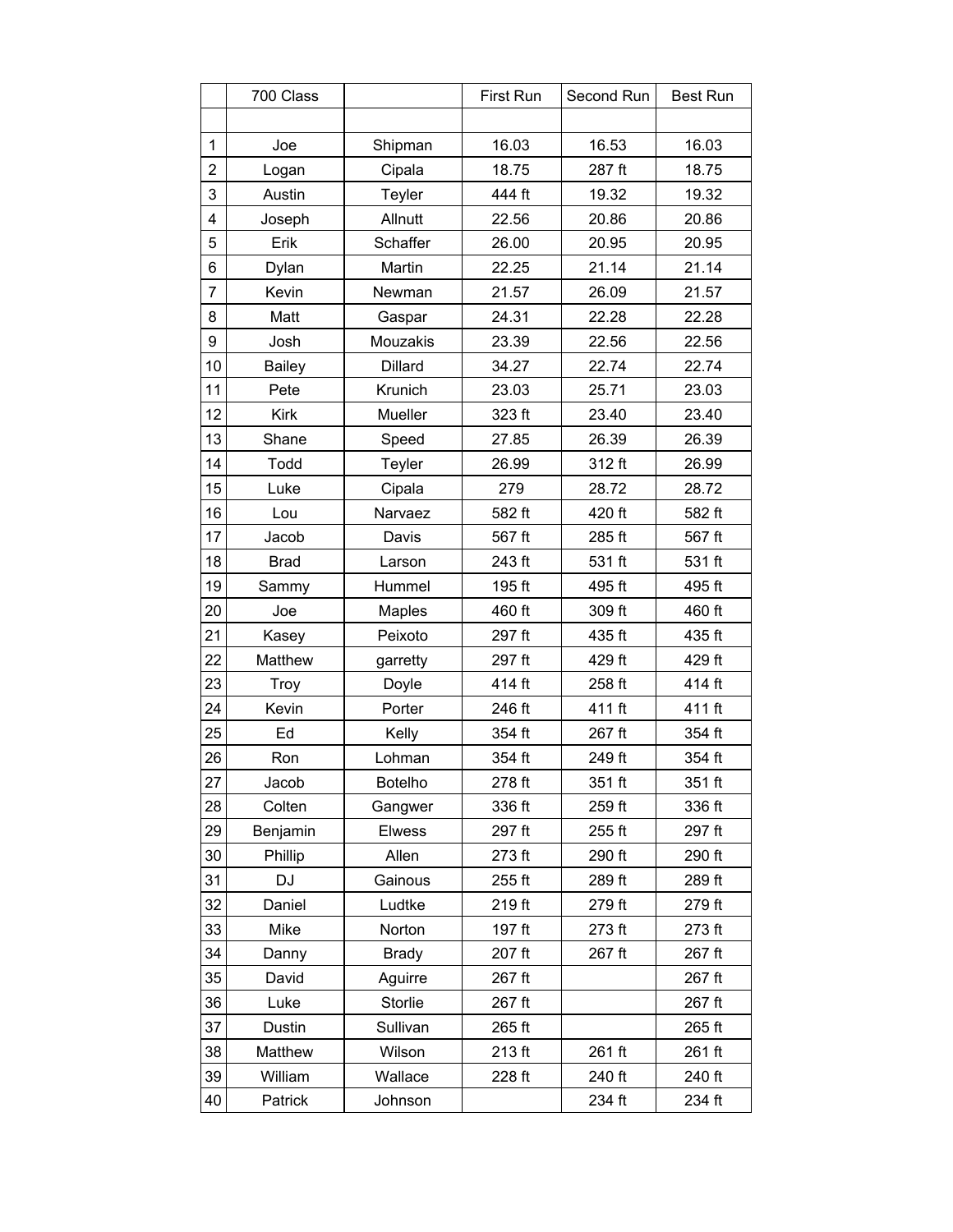| | 700 Class | | First Run | Second Run | Best Run |
|---|---|---|---|---|---|
| | | | | | |
| 1 | Joe | Shipman | 16.03 | 16.53 | 16.03 |
| 2 | Logan | Cipala | 18.75 | 287 ft | 18.75 |
| 3 | Austin | Teyler | 444 ft | 19.32 | 19.32 |
| 4 | Joseph | Allnutt | 22.56 | 20.86 | 20.86 |
| 5 | Erik | Schaffer | 26.00 | 20.95 | 20.95 |
| 6 | Dylan | Martin | 22.25 | 21.14 | 21.14 |
| 7 | Kevin | Newman | 21.57 | 26.09 | 21.57 |
| 8 | Matt | Gaspar | 24.31 | 22.28 | 22.28 |
| 9 | Josh | Mouzakis | 23.39 | 22.56 | 22.56 |
| 10 | Bailey | Dillard | 34.27 | 22.74 | 22.74 |
| 11 | Pete | Krunich | 23.03 | 25.71 | 23.03 |
| 12 | Kirk | Mueller | 323 ft | 23.40 | 23.40 |
| 13 | Shane | Speed | 27.85 | 26.39 | 26.39 |
| 14 | Todd | Teyler | 26.99 | 312 ft | 26.99 |
| 15 | Luke | Cipala | 279 | 28.72 | 28.72 |
| 16 | Lou | Narvaez | 582 ft | 420 ft | 582 ft |
| 17 | Jacob | Davis | 567 ft | 285 ft | 567 ft |
| 18 | Brad | Larson | 243 ft | 531 ft | 531 ft |
| 19 | Sammy | Hummel | 195 ft | 495 ft | 495 ft |
| 20 | Joe | Maples | 460 ft | 309 ft | 460 ft |
| 21 | Kasey | Peixoto | 297 ft | 435 ft | 435 ft |
| 22 | Matthew | garretty | 297 ft | 429 ft | 429 ft |
| 23 | Troy | Doyle | 414 ft | 258 ft | 414 ft |
| 24 | Kevin | Porter | 246 ft | 411 ft | 411 ft |
| 25 | Ed | Kelly | 354 ft | 267 ft | 354 ft |
| 26 | Ron | Lohman | 354 ft | 249 ft | 354 ft |
| 27 | Jacob | Botelho | 278 ft | 351 ft | 351 ft |
| 28 | Colten | Gangwer | 336 ft | 259 ft | 336 ft |
| 29 | Benjamin | Elwess | 297 ft | 255 ft | 297 ft |
| 30 | Phillip | Allen | 273 ft | 290 ft | 290 ft |
| 31 | DJ | Gainous | 255 ft | 289 ft | 289 ft |
| 32 | Daniel | Ludtke | 219 ft | 279 ft | 279 ft |
| 33 | Mike | Norton | 197 ft | 273 ft | 273 ft |
| 34 | Danny | Brady | 207 ft | 267 ft | 267 ft |
| 35 | David | Aguirre | 267 ft | | 267 ft |
| 36 | Luke | Storlie | 267 ft | | 267 ft |
| 37 | Dustin | Sullivan | 265 ft | | 265 ft |
| 38 | Matthew | Wilson | 213 ft | 261 ft | 261 ft |
| 39 | William | Wallace | 228 ft | 240 ft | 240 ft |
| 40 | Patrick | Johnson | | 234 ft | 234 ft |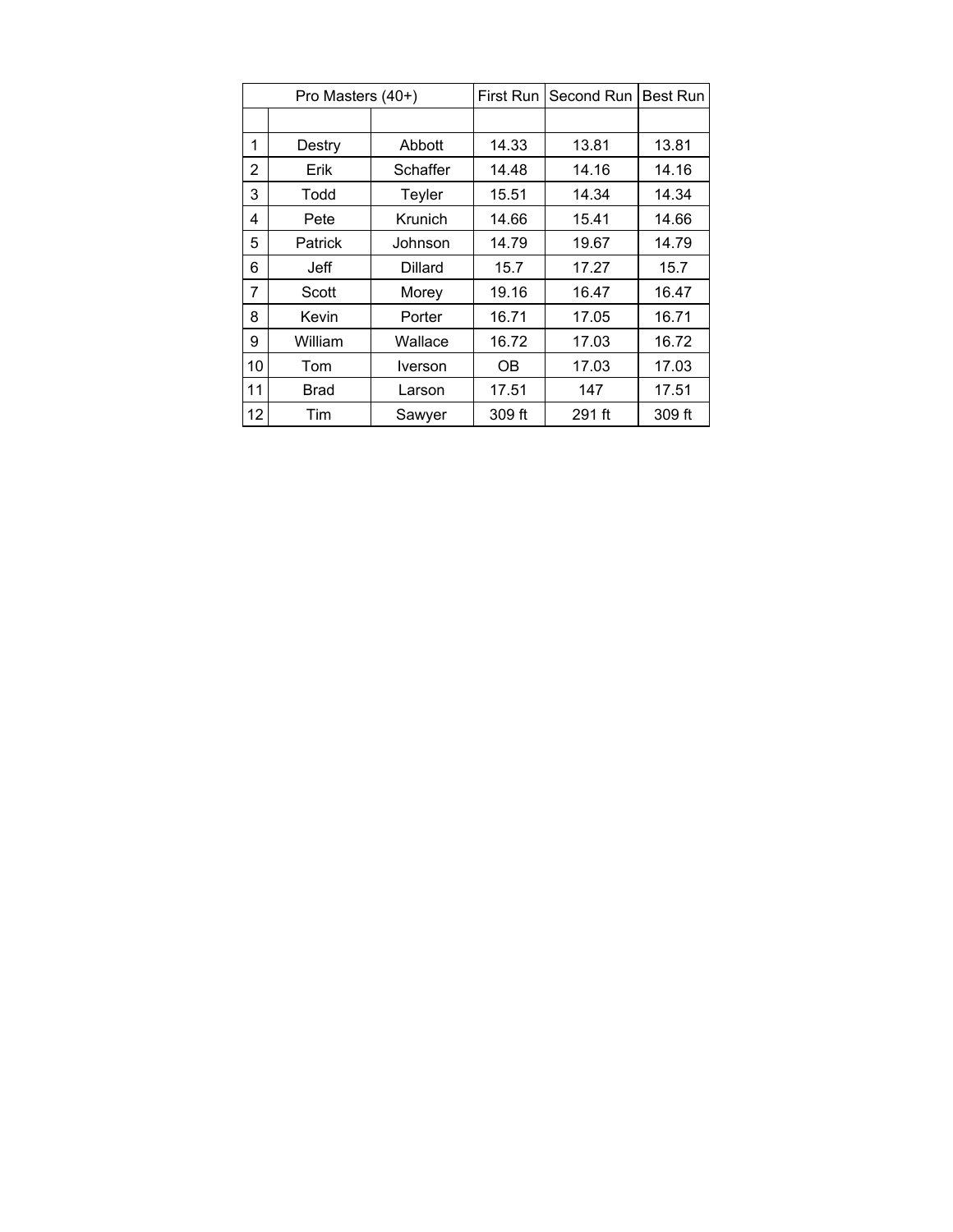| Pro Masters (40+) | | | First Run | Second Run | Best Run |
|---|---|---|---|---|---|
| | | | | | |
| 1 | Destry | Abbott | 14.33 | 13.81 | 13.81 |
| 2 | Erik | Schaffer | 14.48 | 14.16 | 14.16 |
| 3 | Todd | Teyler | 15.51 | 14.34 | 14.34 |
| 4 | Pete | Krunich | 14.66 | 15.41 | 14.66 |
| 5 | Patrick | Johnson | 14.79 | 19.67 | 14.79 |
| 6 | Jeff | Dillard | 15.7 | 17.27 | 15.7 |
| 7 | Scott | Morey | 19.16 | 16.47 | 16.47 |
| 8 | Kevin | Porter | 16.71 | 17.05 | 16.71 |
| 9 | William | Wallace | 16.72 | 17.03 | 16.72 |
| 10 | Tom | Iverson | OB | 17.03 | 17.03 |
| 11 | Brad | Larson | 17.51 | 147 | 17.51 |
| 12 | Tim | Sawyer | 309 ft | 291 ft | 309 ft |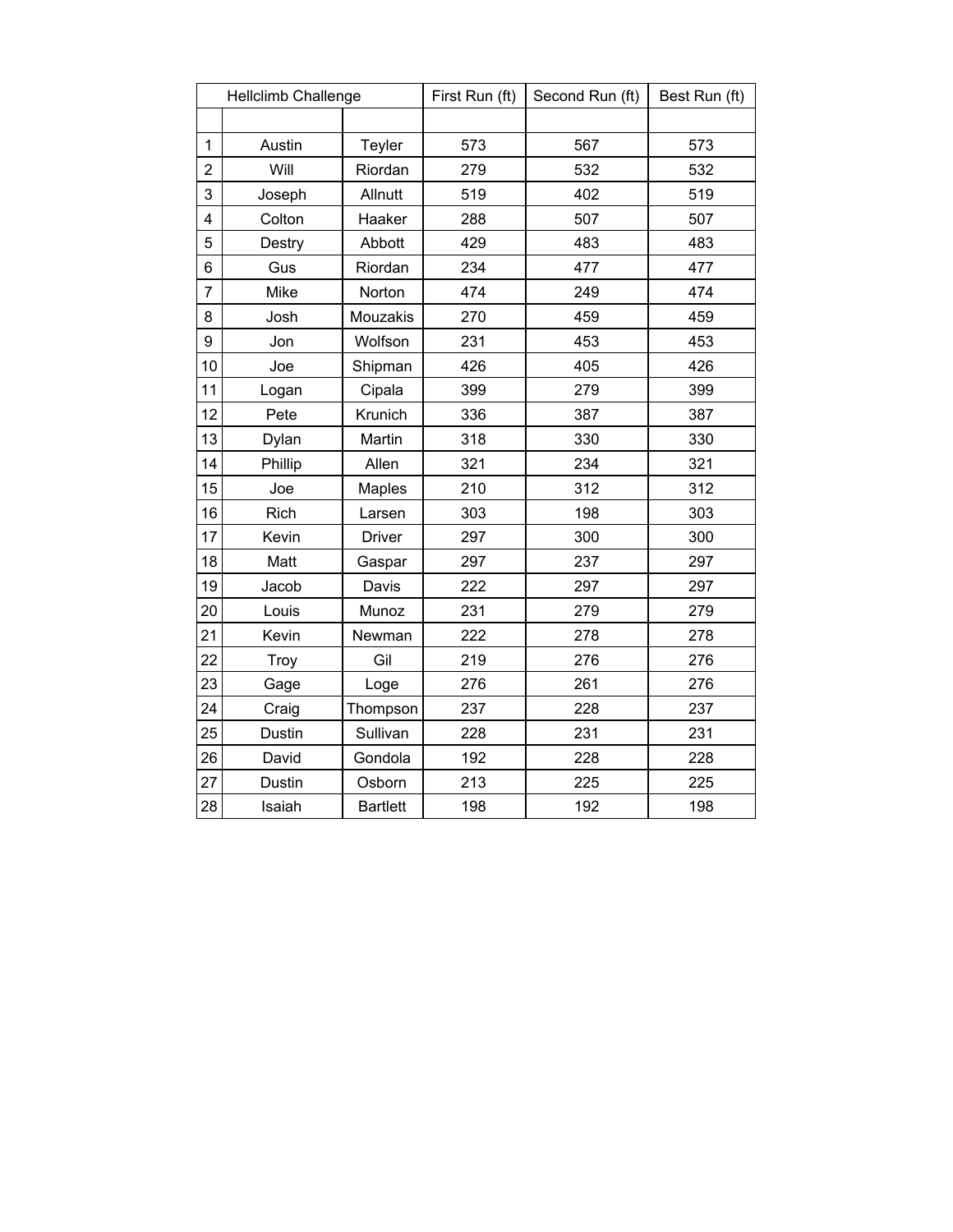| Hellclimb Challenge | | | First Run (ft) | Second Run (ft) | Best Run (ft) |
|---|---|---|---|---|---|
| | | | | | |
| 1 | Austin | Teyler | 573 | 567 | 573 |
| 2 | Will | Riordan | 279 | 532 | 532 |
| 3 | Joseph | Allnutt | 519 | 402 | 519 |
| 4 | Colton | Haaker | 288 | 507 | 507 |
| 5 | Destry | Abbott | 429 | 483 | 483 |
| 6 | Gus | Riordan | 234 | 477 | 477 |
| 7 | Mike | Norton | 474 | 249 | 474 |
| 8 | Josh | Mouzakis | 270 | 459 | 459 |
| 9 | Jon | Wolfson | 231 | 453 | 453 |
| 10 | Joe | Shipman | 426 | 405 | 426 |
| 11 | Logan | Cipala | 399 | 279 | 399 |
| 12 | Pete | Krunich | 336 | 387 | 387 |
| 13 | Dylan | Martin | 318 | 330 | 330 |
| 14 | Phillip | Allen | 321 | 234 | 321 |
| 15 | Joe | Maples | 210 | 312 | 312 |
| 16 | Rich | Larsen | 303 | 198 | 303 |
| 17 | Kevin | Driver | 297 | 300 | 300 |
| 18 | Matt | Gaspar | 297 | 237 | 297 |
| 19 | Jacob | Davis | 222 | 297 | 297 |
| 20 | Louis | Munoz | 231 | 279 | 279 |
| 21 | Kevin | Newman | 222 | 278 | 278 |
| 22 | Troy | Gil | 219 | 276 | 276 |
| 23 | Gage | Loge | 276 | 261 | 276 |
| 24 | Craig | Thompson | 237 | 228 | 237 |
| 25 | Dustin | Sullivan | 228 | 231 | 231 |
| 26 | David | Gondola | 192 | 228 | 228 |
| 27 | Dustin | Osborn | 213 | 225 | 225 |
| 28 | Isaiah | Bartlett | 198 | 192 | 198 |